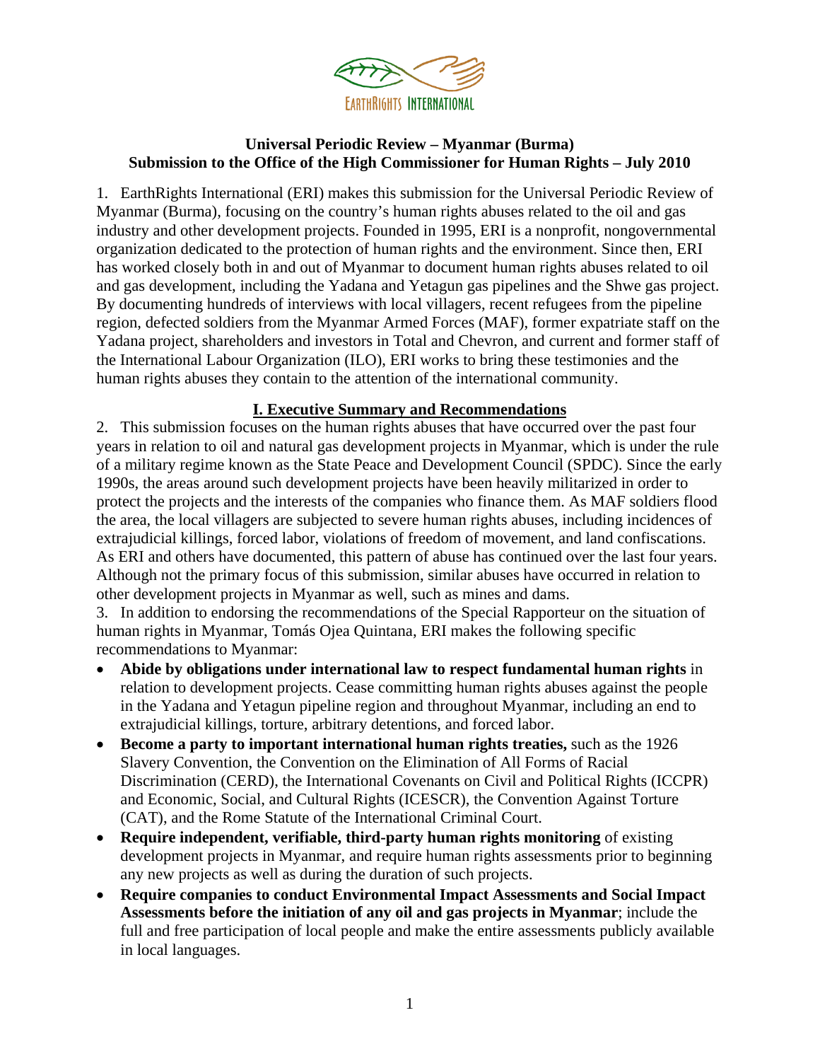EARTHRIGHTS INTERNATIONAL

**Universal Periodic Review – Myanmar (Burma)**
**Submission to the Office of the High Commissioner for Human Rights – July 2010**

1. EarthRights International (ERI) makes this submission for the Universal Periodic Review of Myanmar (Burma), focusing on the country's human rights abuses related to the oil and gas industry and other development projects. Founded in 1995, ERI is a nonprofit, nongovernmental organization dedicated to the protection of human rights and the environment. Since then, ERI has worked closely both in and out of Myanmar to document human rights abuses related to oil and gas development, including the Yadana and Yetagun gas pipelines and the Shwe gas project. By documenting hundreds of interviews with local villagers, recent refugees from the pipeline region, defected soldiers from the Myanmar Armed Forces (MAF), former expatriate staff on the Yadana project, shareholders and investors in Total and Chevron, and current and former staff of the International Labour Organization (ILO), ERI works to bring these testimonies and the human rights abuses they contain to the attention of the international community.

## I. Executive Summary and Recommendations

2. This submission focuses on the human rights abuses that have occurred over the past four years in relation to oil and natural gas development projects in Myanmar, which is under the rule of a military regime known as the State Peace and Development Council (SPDC). Since the early 1990s, the areas around such development projects have been heavily militarized in order to protect the projects and the interests of the companies who finance them. As MAF soldiers flood the area, the local villagers are subjected to severe human rights abuses, including incidences of extrajudicial killings, forced labor, violations of freedom of movement, and land confiscations. As ERI and others have documented, this pattern of abuse has continued over the last four years. Although not the primary focus of this submission, similar abuses have occurred in relation to other development projects in Myanmar as well, such as mines and dams.

3. In addition to endorsing the recommendations of the Special Rapporteur on the situation of human rights in Myanmar, Tomás Ojea Quintana, ERI makes the following specific recommendations to Myanmar:

- **Abide by obligations under international law to respect fundamental human rights** in relation to development projects. Cease committing human rights abuses against the people in the Yadana and Yetagun pipeline region and throughout Myanmar, including an end to extrajudicial killings, torture, arbitrary detentions, and forced labor.
- **Become a party to important international human rights treaties,** such as the 1926 Slavery Convention, the Convention on the Elimination of All Forms of Racial Discrimination (CERD), the International Covenants on Civil and Political Rights (ICCPR) and Economic, Social, and Cultural Rights (ICESCR), the Convention Against Torture (CAT), and the Rome Statute of the International Criminal Court.
- **Require independent, verifiable, third-party human rights monitoring** of existing development projects in Myanmar, and require human rights assessments prior to beginning any new projects as well as during the duration of such projects.
- **Require companies to conduct Environmental Impact Assessments and Social Impact Assessments before the initiation of any oil and gas projects in Myanmar**; include the full and free participation of local people and make the entire assessments publicly available in local languages.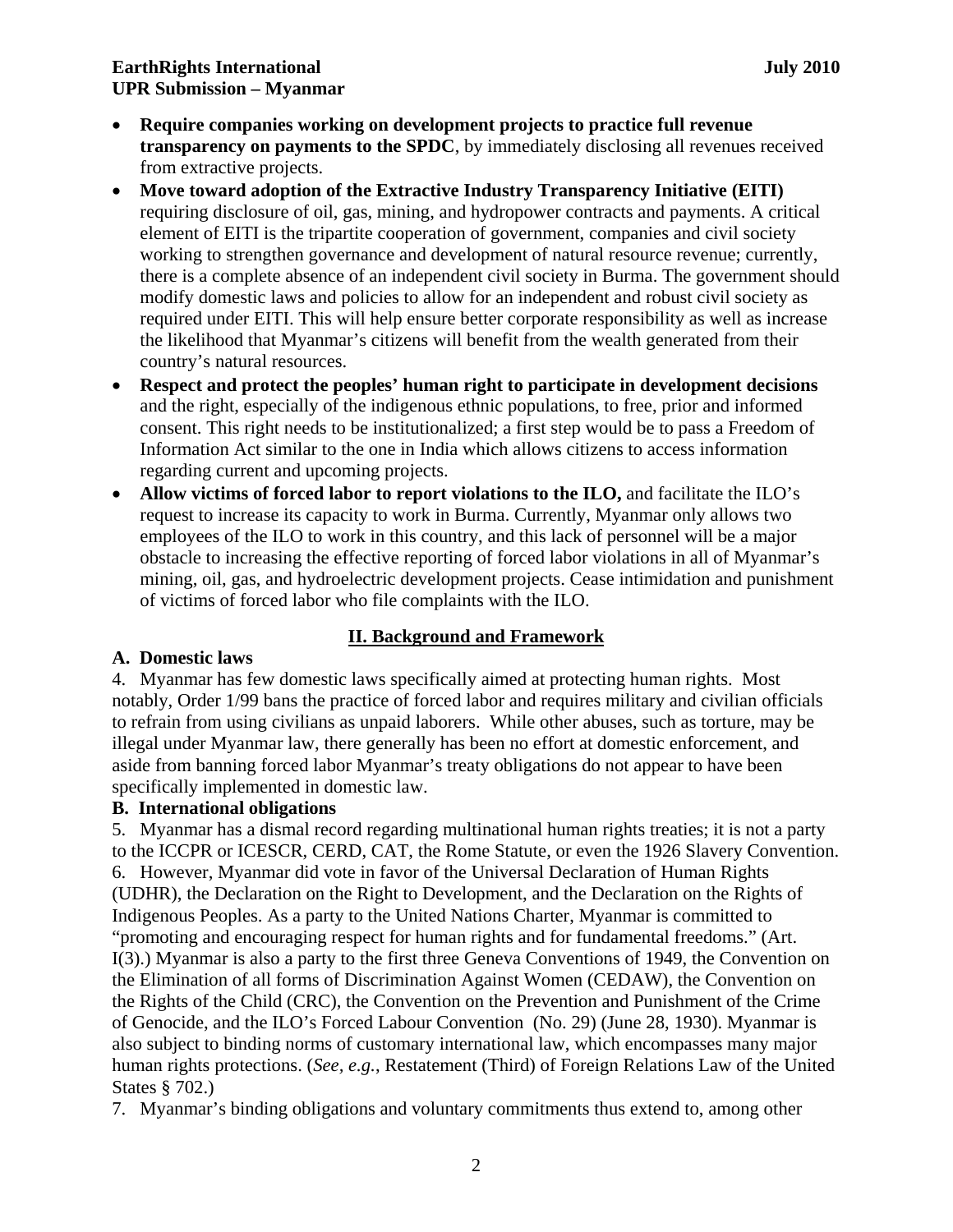- **Require companies working on development projects to practice full revenue transparency on payments to the SPDC**, by immediately disclosing all revenues received from extractive projects.
- **Move toward adoption of the Extractive Industry Transparency Initiative (EITI)** requiring disclosure of oil, gas, mining, and hydropower contracts and payments. A critical element of EITI is the tripartite cooperation of government, companies and civil society working to strengthen governance and development of natural resource revenue; currently, there is a complete absence of an independent civil society in Burma. The government should modify domestic laws and policies to allow for an independent and robust civil society as required under EITI. This will help ensure better corporate responsibility as well as increase the likelihood that Myanmar's citizens will benefit from the wealth generated from their country's natural resources.
- **Respect and protect the peoples' human right to participate in development decisions** and the right, especially of the indigenous ethnic populations, to free, prior and informed consent. This right needs to be institutionalized; a first step would be to pass a Freedom of Information Act similar to the one in India which allows citizens to access information regarding current and upcoming projects.
- **Allow victims of forced labor to report violations to the ILO,** and facilitate the ILO's request to increase its capacity to work in Burma. Currently, Myanmar only allows two employees of the ILO to work in this country, and this lack of personnel will be a major obstacle to increasing the effective reporting of forced labor violations in all of Myanmar's mining, oil, gas, and hydroelectric development projects. Cease intimidation and punishment of victims of forced labor who file complaints with the ILO.

## II. Background and Framework

### A. Domestic laws

4. Myanmar has few domestic laws specifically aimed at protecting human rights. Most notably, Order 1/99 bans the practice of forced labor and requires military and civilian officials to refrain from using civilians as unpaid laborers. While other abuses, such as torture, may be illegal under Myanmar law, there generally has been no effort at domestic enforcement, and aside from banning forced labor Myanmar's treaty obligations do not appear to have been specifically implemented in domestic law.

### B. International obligations

5. Myanmar has a dismal record regarding multinational human rights treaties; it is not a party to the ICCPR or ICESCR, CERD, CAT, the Rome Statute, or even the 1926 Slavery Convention.

6. However, Myanmar did vote in favor of the Universal Declaration of Human Rights (UDHR), the Declaration on the Right to Development, and the Declaration on the Rights of Indigenous Peoples. As a party to the United Nations Charter, Myanmar is committed to "promoting and encouraging respect for human rights and for fundamental freedoms." (Art. I(3).) Myanmar is also a party to the first three Geneva Conventions of 1949, the Convention on the Elimination of all forms of Discrimination Against Women (CEDAW), the Convention on the Rights of the Child (CRC), the Convention on the Prevention and Punishment of the Crime of Genocide, and the ILO's Forced Labour Convention (No. 29) (June 28, 1930). Myanmar is also subject to binding norms of customary international law, which encompasses many major human rights protections. (*See, e.g.*, Restatement (Third) of Foreign Relations Law of the United States § 702.)

7. Myanmar's binding obligations and voluntary commitments thus extend to, among other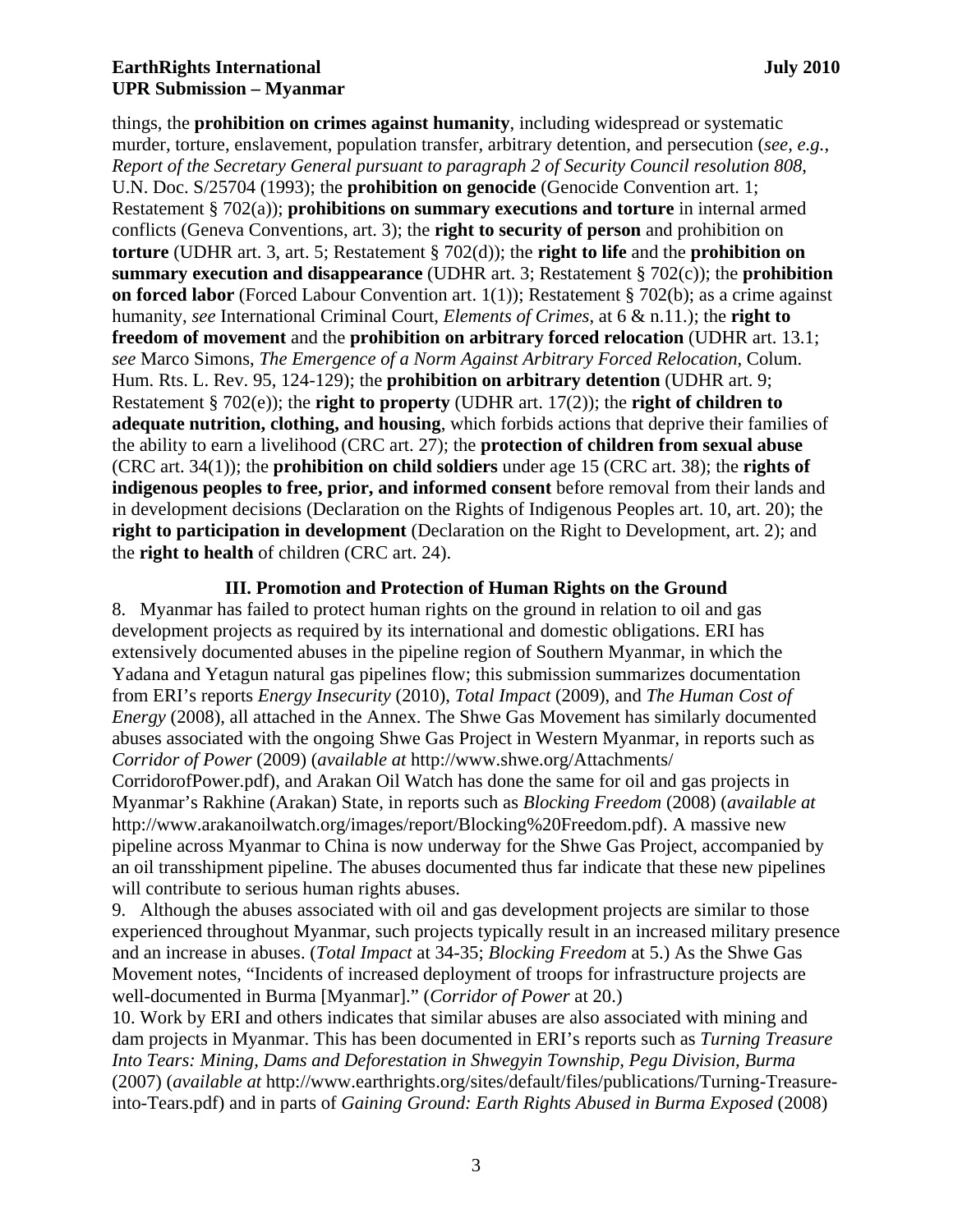things, the **prohibition on crimes against humanity**, including widespread or systematic murder, torture, enslavement, population transfer, arbitrary detention, and persecution (*see, e.g.*, *Report of the Secretary General pursuant to paragraph 2 of Security Council resolution 808*, U.N. Doc. S/25704 (1993); the **prohibition on genocide** (Genocide Convention art. 1; Restatement § 702(a)); **prohibitions on summary executions and torture** in internal armed conflicts (Geneva Conventions, art. 3); the **right to security of person** and prohibition on **torture** (UDHR art. 3, art. 5; Restatement § 702(d)); the **right to life** and the **prohibition on summary execution and disappearance** (UDHR art. 3; Restatement § 702(c)); the **prohibition on forced labor** (Forced Labour Convention art. 1(1)); Restatement § 702(b); as a crime against humanity, *see* International Criminal Court, *Elements of Crimes*, at 6 & n.11.); the **right to freedom of movement** and the **prohibition on arbitrary forced relocation** (UDHR art. 13.1; *see* Marco Simons, *The Emergence of a Norm Against Arbitrary Forced Relocation*, Colum. Hum. Rts. L. Rev. 95, 124-129); the **prohibition on arbitrary detention** (UDHR art. 9; Restatement § 702(e)); the **right to property** (UDHR art. 17(2)); the **right of children to adequate nutrition, clothing, and housing**, which forbids actions that deprive their families of the ability to earn a livelihood (CRC art. 27); the **protection of children from sexual abuse** (CRC art. 34(1)); the **prohibition on child soldiers** under age 15 (CRC art. 38); the **rights of indigenous peoples to free, prior, and informed consent** before removal from their lands and in development decisions (Declaration on the Rights of Indigenous Peoples art. 10, art. 20); the **right to participation in development** (Declaration on the Right to Development, art. 2); and the **right to health** of children (CRC art. 24).

## III. Promotion and Protection of Human Rights on the Ground

8. Myanmar has failed to protect human rights on the ground in relation to oil and gas development projects as required by its international and domestic obligations. ERI has extensively documented abuses in the pipeline region of Southern Myanmar, in which the Yadana and Yetagun natural gas pipelines flow; this submission summarizes documentation from ERI's reports *Energy Insecurity* (2010), *Total Impact* (2009), and *The Human Cost of Energy* (2008), all attached in the Annex. The Shwe Gas Movement has similarly documented abuses associated with the ongoing Shwe Gas Project in Western Myanmar, in reports such as *Corridor of Power* (2009) (*available at* http://www.shwe.org/Attachments/CorridorofPower.pdf), and Arakan Oil Watch has done the same for oil and gas projects in Myanmar's Rakhine (Arakan) State, in reports such as *Blocking Freedom* (2008) (*available at* http://www.arakanoilwatch.org/images/report/Blocking%20Freedom.pdf). A massive new pipeline across Myanmar to China is now underway for the Shwe Gas Project, accompanied by an oil transshipment pipeline. The abuses documented thus far indicate that these new pipelines will contribute to serious human rights abuses.

9. Although the abuses associated with oil and gas development projects are similar to those experienced throughout Myanmar, such projects typically result in an increased military presence and an increase in abuses. (*Total Impact* at 34-35; *Blocking Freedom* at 5.) As the Shwe Gas Movement notes, "Incidents of increased deployment of troops for infrastructure projects are well-documented in Burma [Myanmar]." (*Corridor of Power* at 20.)

10. Work by ERI and others indicates that similar abuses are also associated with mining and dam projects in Myanmar. This has been documented in ERI's reports such as *Turning Treasure Into Tears: Mining, Dams and Deforestation in Shwegyin Township, Pegu Division, Burma* (2007) (*available at* http://www.earthrights.org/sites/default/files/publications/Turning-Treasure-into-Tears.pdf) and in parts of *Gaining Ground: Earth Rights Abused in Burma Exposed* (2008)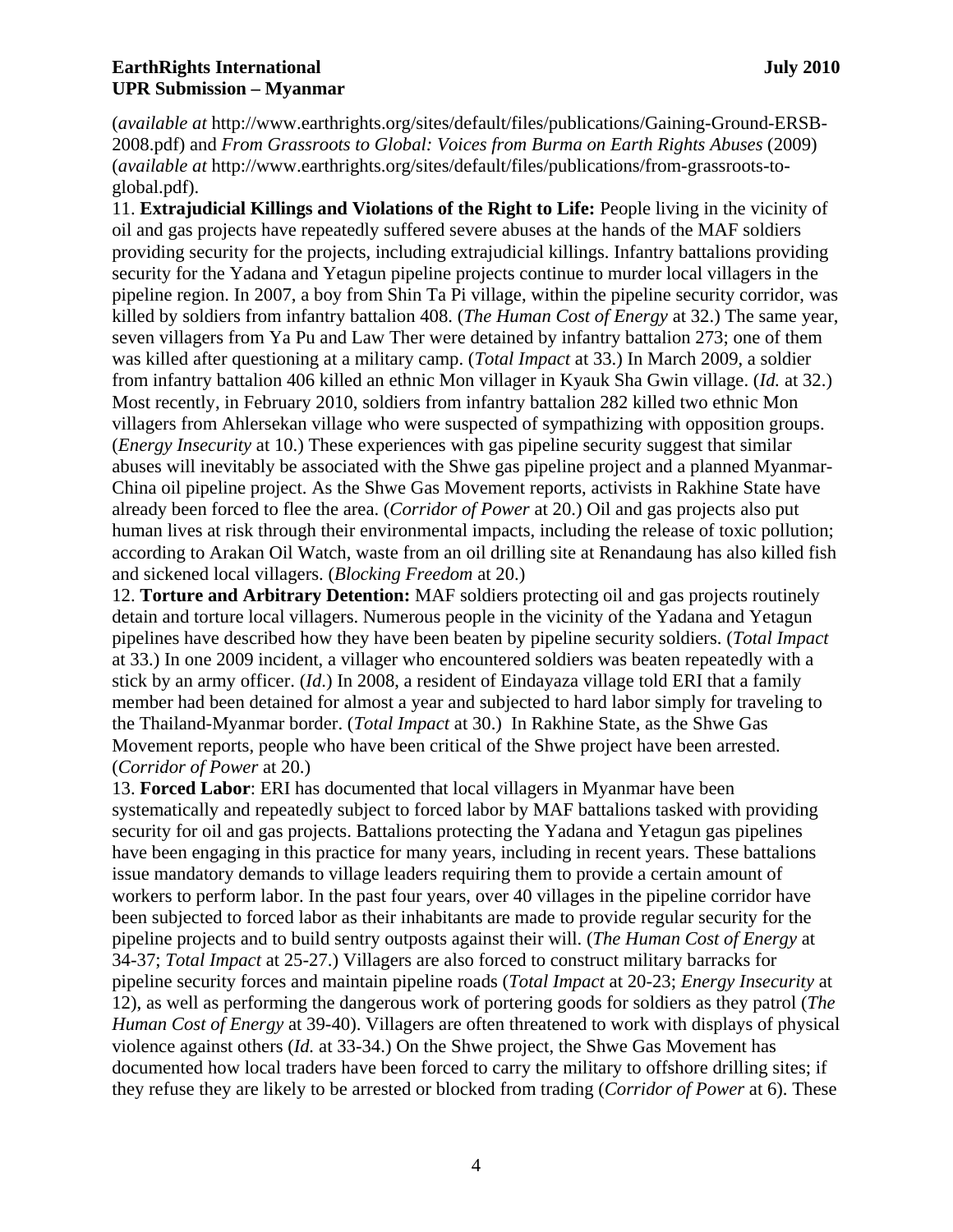(*available at* http://www.earthrights.org/sites/default/files/publications/Gaining-Ground-ERSB-2008.pdf) and *From Grassroots to Global: Voices from Burma on Earth Rights Abuses* (2009) (*available at* http://www.earthrights.org/sites/default/files/publications/from-grassroots-to-global.pdf).

11. **Extrajudicial Killings and Violations of the Right to Life:** People living in the vicinity of oil and gas projects have repeatedly suffered severe abuses at the hands of the MAF soldiers providing security for the projects, including extrajudicial killings. Infantry battalions providing security for the Yadana and Yetagun pipeline projects continue to murder local villagers in the pipeline region. In 2007, a boy from Shin Ta Pi village, within the pipeline security corridor, was killed by soldiers from infantry battalion 408. (*The Human Cost of Energy* at 32.) The same year, seven villagers from Ya Pu and Law Ther were detained by infantry battalion 273; one of them was killed after questioning at a military camp. (*Total Impact* at 33.) In March 2009, a soldier from infantry battalion 406 killed an ethnic Mon villager in Kyauk Sha Gwin village. (*Id.* at 32.) Most recently, in February 2010, soldiers from infantry battalion 282 killed two ethnic Mon villagers from Ahlersekan village who were suspected of sympathizing with opposition groups. (*Energy Insecurity* at 10.) These experiences with gas pipeline security suggest that similar abuses will inevitably be associated with the Shwe gas pipeline project and a planned Myanmar-China oil pipeline project. As the Shwe Gas Movement reports, activists in Rakhine State have already been forced to flee the area. (*Corridor of Power* at 20.) Oil and gas projects also put human lives at risk through their environmental impacts, including the release of toxic pollution; according to Arakan Oil Watch, waste from an oil drilling site at Renandaung has also killed fish and sickened local villagers. (*Blocking Freedom* at 20.)

12. **Torture and Arbitrary Detention:** MAF soldiers protecting oil and gas projects routinely detain and torture local villagers. Numerous people in the vicinity of the Yadana and Yetagun pipelines have described how they have been beaten by pipeline security soldiers. (*Total Impact* at 33.) In one 2009 incident, a villager who encountered soldiers was beaten repeatedly with a stick by an army officer. (*Id*.) In 2008, a resident of Eindayaza village told ERI that a family member had been detained for almost a year and subjected to hard labor simply for traveling to the Thailand-Myanmar border. (*Total Impact* at 30.) In Rakhine State, as the Shwe Gas Movement reports, people who have been critical of the Shwe project have been arrested. (*Corridor of Power* at 20.)

13. **Forced Labor**: ERI has documented that local villagers in Myanmar have been systematically and repeatedly subject to forced labor by MAF battalions tasked with providing security for oil and gas projects. Battalions protecting the Yadana and Yetagun gas pipelines have been engaging in this practice for many years, including in recent years. These battalions issue mandatory demands to village leaders requiring them to provide a certain amount of workers to perform labor. In the past four years, over 40 villages in the pipeline corridor have been subjected to forced labor as their inhabitants are made to provide regular security for the pipeline projects and to build sentry outposts against their will. (*The Human Cost of Energy* at 34-37; *Total Impact* at 25-27.) Villagers are also forced to construct military barracks for pipeline security forces and maintain pipeline roads (*Total Impact* at 20-23; *Energy Insecurity* at 12), as well as performing the dangerous work of portering goods for soldiers as they patrol (*The Human Cost of Energy* at 39-40). Villagers are often threatened to work with displays of physical violence against others (*Id.* at 33-34.) On the Shwe project, the Shwe Gas Movement has documented how local traders have been forced to carry the military to offshore drilling sites; if they refuse they are likely to be arrested or blocked from trading (*Corridor of Power* at 6). These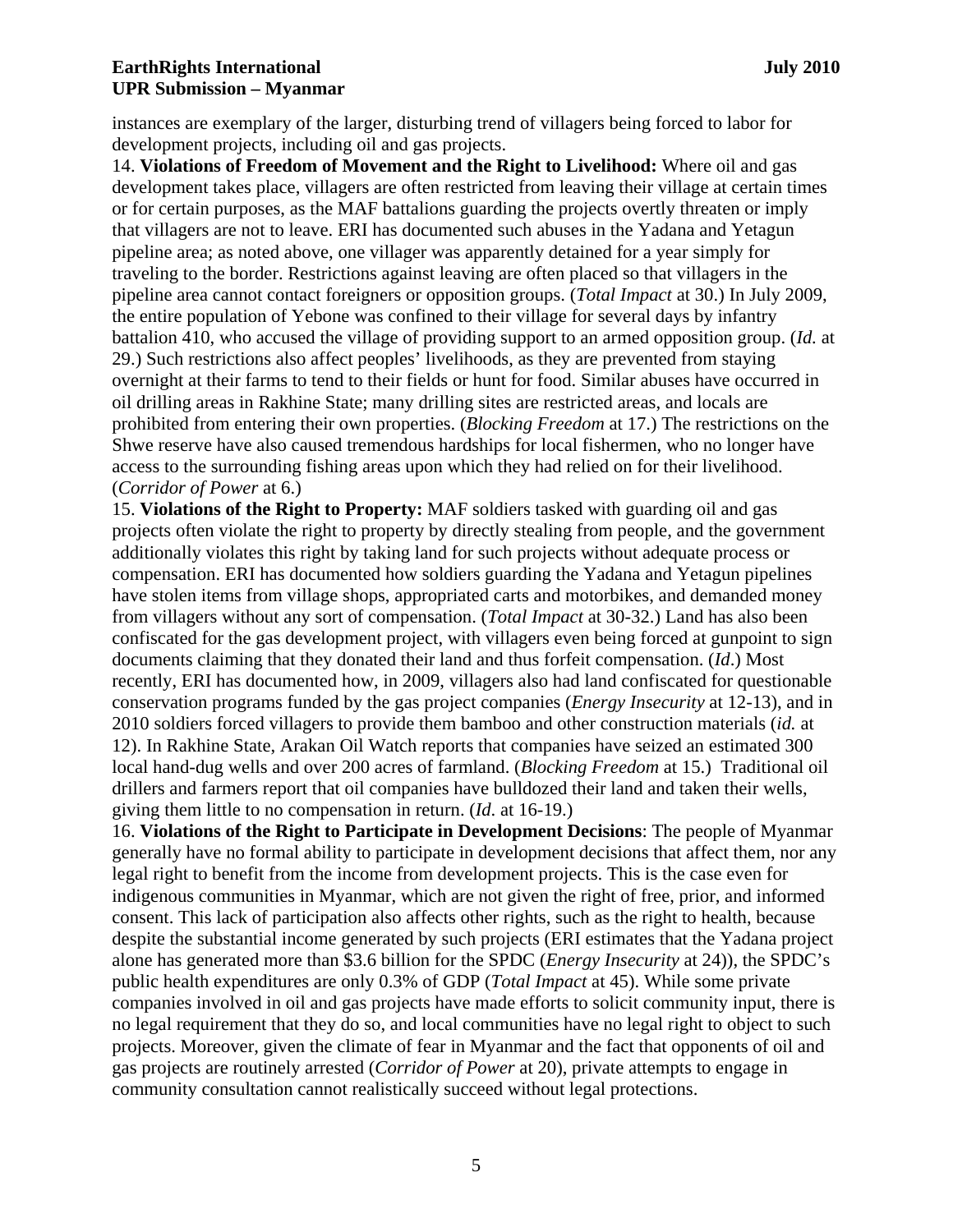instances are exemplary of the larger, disturbing trend of villagers being forced to labor for development projects, including oil and gas projects.

14. **Violations of Freedom of Movement and the Right to Livelihood:** Where oil and gas development takes place, villagers are often restricted from leaving their village at certain times or for certain purposes, as the MAF battalions guarding the projects overtly threaten or imply that villagers are not to leave. ERI has documented such abuses in the Yadana and Yetagun pipeline area; as noted above, one villager was apparently detained for a year simply for traveling to the border. Restrictions against leaving are often placed so that villagers in the pipeline area cannot contact foreigners or opposition groups. (*Total Impact* at 30.) In July 2009, the entire population of Yebone was confined to their village for several days by infantry battalion 410, who accused the village of providing support to an armed opposition group. (*Id.* at 29.) Such restrictions also affect peoples' livelihoods, as they are prevented from staying overnight at their farms to tend to their fields or hunt for food. Similar abuses have occurred in oil drilling areas in Rakhine State; many drilling sites are restricted areas, and locals are prohibited from entering their own properties. (*Blocking Freedom* at 17.) The restrictions on the Shwe reserve have also caused tremendous hardships for local fishermen, who no longer have access to the surrounding fishing areas upon which they had relied on for their livelihood. (*Corridor of Power* at 6.)

15. **Violations of the Right to Property:** MAF soldiers tasked with guarding oil and gas projects often violate the right to property by directly stealing from people, and the government additionally violates this right by taking land for such projects without adequate process or compensation. ERI has documented how soldiers guarding the Yadana and Yetagun pipelines have stolen items from village shops, appropriated carts and motorbikes, and demanded money from villagers without any sort of compensation. (*Total Impact* at 30-32.) Land has also been confiscated for the gas development project, with villagers even being forced at gunpoint to sign documents claiming that they donated their land and thus forfeit compensation. (*Id*.) Most recently, ERI has documented how, in 2009, villagers also had land confiscated for questionable conservation programs funded by the gas project companies (*Energy Insecurity* at 12-13), and in 2010 soldiers forced villagers to provide them bamboo and other construction materials (*id.* at 12). In Rakhine State, Arakan Oil Watch reports that companies have seized an estimated 300 local hand-dug wells and over 200 acres of farmland. (*Blocking Freedom* at 15.) Traditional oil drillers and farmers report that oil companies have bulldozed their land and taken their wells, giving them little to no compensation in return. (*Id*. at 16-19.)

16. **Violations of the Right to Participate in Development Decisions**: The people of Myanmar generally have no formal ability to participate in development decisions that affect them, nor any legal right to benefit from the income from development projects. This is the case even for indigenous communities in Myanmar, which are not given the right of free, prior, and informed consent. This lack of participation also affects other rights, such as the right to health, because despite the substantial income generated by such projects (ERI estimates that the Yadana project alone has generated more than $3.6 billion for the SPDC (*Energy Insecurity* at 24)), the SPDC's public health expenditures are only 0.3% of GDP (*Total Impact* at 45). While some private companies involved in oil and gas projects have made efforts to solicit community input, there is no legal requirement that they do so, and local communities have no legal right to object to such projects. Moreover, given the climate of fear in Myanmar and the fact that opponents of oil and gas projects are routinely arrested (*Corridor of Power* at 20), private attempts to engage in community consultation cannot realistically succeed without legal protections.